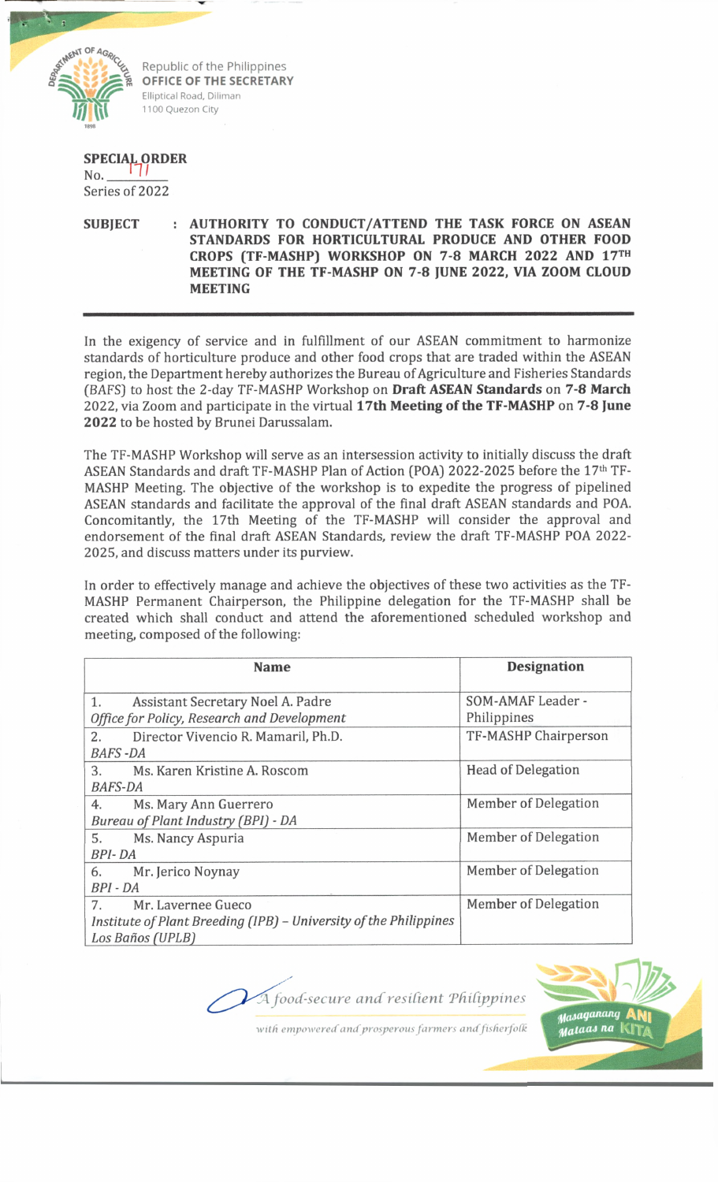Republic of the Philippines
**OFFICE OF THE SECRETARY**
Elliptical Road, Diliman
1100 Quezon City

**SPECIAL ORDER**
No. 171
Series of 2022

**SUBJECT : AUTHORITY TO CONDUCT/ATTEND THE TASK FORCE ON ASEAN STANDARDS FOR HORTICULTURAL PRODUCE AND OTHER FOOD CROPS (TF-MASHP) WORKSHOP ON 7-8 MARCH 2022 AND 17TH MEETING OF THE TF-MASHP ON 7-8 JUNE 2022, VIA ZOOM CLOUD MEETING**

In the exigency of service and in fulfillment of our ASEAN commitment to harmonize standards of horticulture produce and other food crops that are traded within the ASEAN region, the Department hereby authorizes the Bureau of Agriculture and Fisheries Standards (BAFS) to host the 2-day TF-MASHP Workshop on **Draft ASEAN Standards** on **7-8 March** 2022, via Zoom and participate in the virtual **17th Meeting of the TF-MASHP** on **7-8 June 2022** to be hosted by Brunei Darussalam.

The TF-MASHP Workshop will serve as an intersession activity to initially discuss the draft ASEAN Standards and draft TF-MASHP Plan of Action (POA) 2022-2025 before the 17th TF-MASHP Meeting. The objective of the workshop is to expedite the progress of pipelined ASEAN standards and facilitate the approval of the final draft ASEAN standards and POA. Concomitantly, the 17th Meeting of the TF-MASHP will consider the approval and endorsement of the final draft ASEAN Standards, review the draft TF-MASHP POA 2022-2025, and discuss matters under its purview.

In order to effectively manage and achieve the objectives of these two activities as the TF-MASHP Permanent Chairperson, the Philippine delegation for the TF-MASHP shall be created which shall conduct and attend the aforementioned scheduled workshop and meeting, composed of the following:

| Name | Designation |
|---|---|
| 1. Assistant Secretary Noel A. Padre<br>*Office for Policy, Research and Development* | SOM-AMAF Leader - Philippines |
| 2. Director Vivencio R. Mamaril, Ph.D.<br>*BAFS -DA* | TF-MASHP Chairperson |
| 3. Ms. Karen Kristine A. Roscom<br>*BAFS-DA* | Head of Delegation |
| 4. Ms. Mary Ann Guerrero<br>*Bureau of Plant Industry (BPI) - DA* | Member of Delegation |
| 5. Ms. Nancy Aspuria<br>*BPI- DA* | Member of Delegation |
| 6. Mr. Jerico Noynay<br>*BPI - DA* | Member of Delegation |
| 7. Mr. Lavernee Gueco<br>*Institute of Plant Breeding (IPB) – University of the Philippines Los Baños (UPLB)* | Member of Delegation |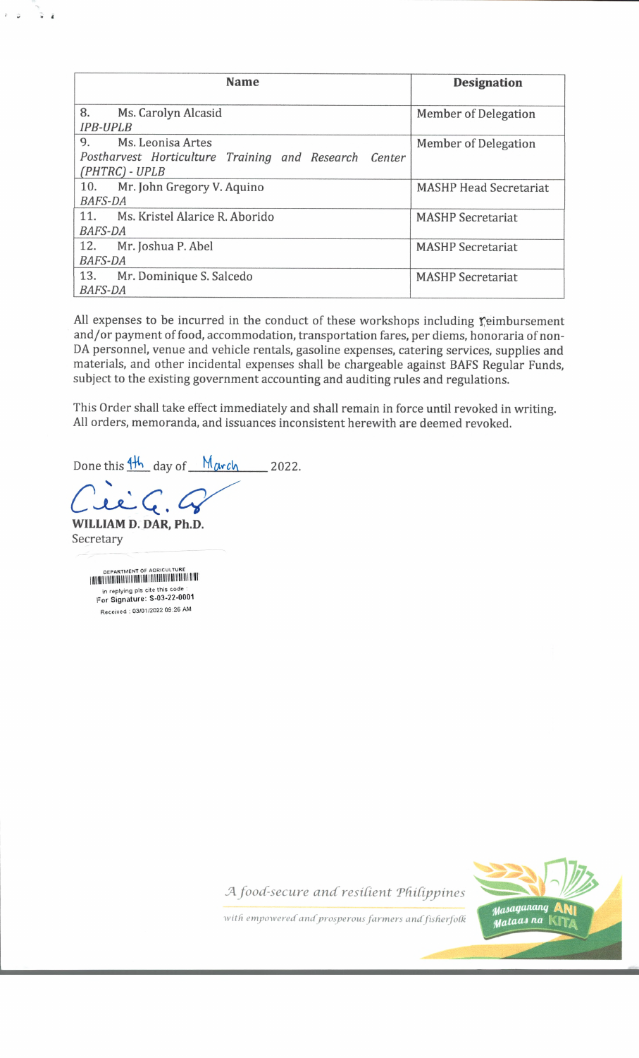| Name | Designation |
|---|---|
| 8. Ms. Carolyn Alcasid *IPB-UPLB* | Member of Delegation |
| 9. Ms. Leonisa Artes *Postharvest Horticulture Training and Research Center (PHTRC) - UPLB* | Member of Delegation |
| 10. Mr. John Gregory V. Aquino *BAFS-DA* | MASHP Head Secretariat |
| 11. Ms. Kristel Alarice R. Aborido *BAFS-DA* | MASHP Secretariat |
| 12. Mr. Joshua P. Abel *BAFS-DA* | MASHP Secretariat |
| 13. Mr. Dominique S. Salcedo *BAFS-DA* | MASHP Secretariat |

All expenses to be incurred in the conduct of these workshops including reimbursement and/or payment of food, accommodation, transportation fares, per diems, honoraria of non-DA personnel, venue and vehicle rentals, gasoline expenses, catering services, supplies and materials, and other incidental expenses shall be chargeable against BAFS Regular Funds, subject to the existing government accounting and auditing rules and regulations.

This Order shall take effect immediately and shall remain in force until revoked in writing. All orders, memoranda, and issuances inconsistent herewith are deemed revoked.

Done this 4th day of March 2022.

**WILLIAM D. DAR, Ph.D.**
Secretary

DEPARTMENT OF AGRICULTURE
in replying pls cite this code :
For Signature: S-03-22-0001
Received : 03/01/2022 09:26 AM

*A food-secure and resilient Philippines*
*with empowered and prosperous farmers and fisherfolk*

Masaganang ANI Mataas na KITA